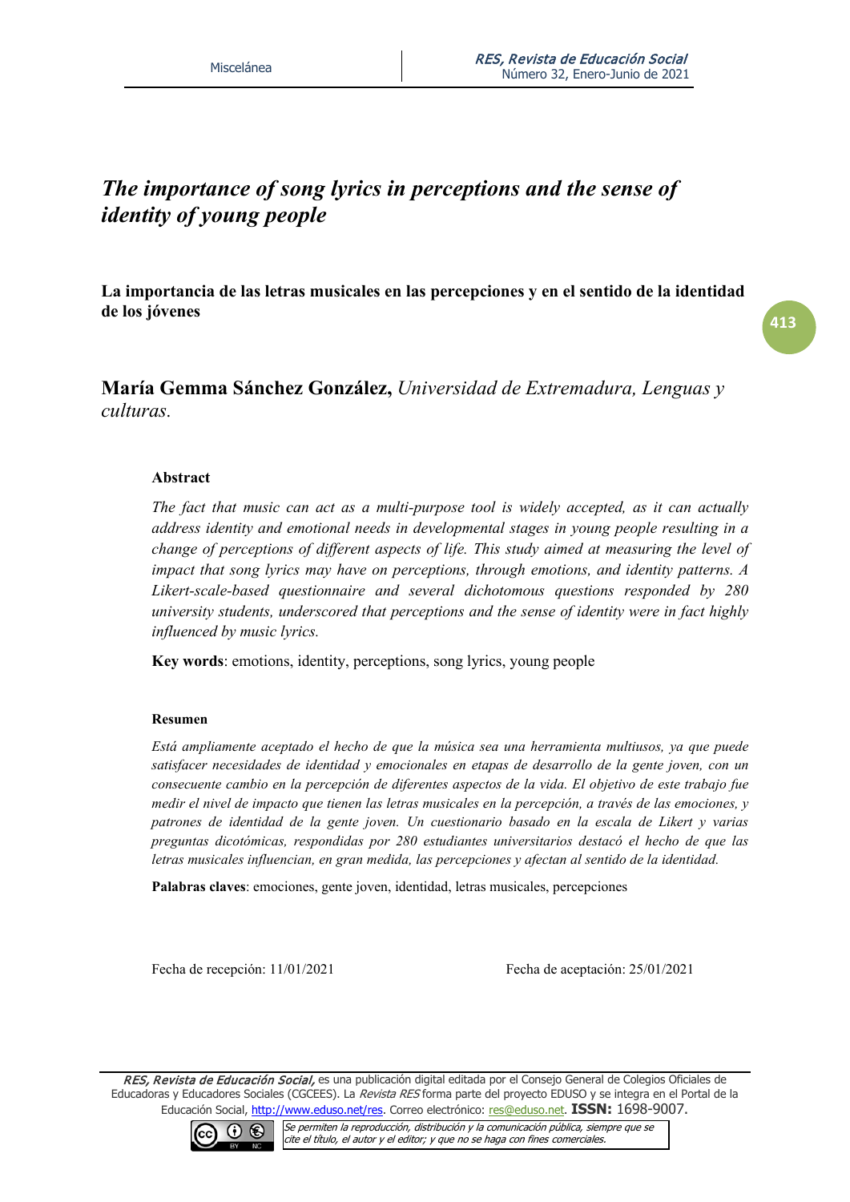# *The importance of song lyrics in perceptions and the sense of identity of young people*

**La importancia de las letras musicales en las percepciones y en el sentido de la identidad de los jóvenes**

**María Gemma Sánchez González,** *Universidad de Extremadura, Lenguas y culturas.*

### Abstract

*The fact that music can act as a multi-purpose tool is widely accepted, as it can actually address identity and emotional needs in developmental stages in young people resulting in a change of perceptions of different aspects of life. This study aimed at measuring the level of impact that song lyrics may have on perceptions, through emotions, and identity patterns. A Likert-scale-based questionnaire and several dichotomous questions responded by 280 university students, underscored that perceptions and the sense of identity were in fact highly influenced by music lyrics.*

**Key words**: emotions, identity, perceptions, song lyrics, young people

### Resumen

*Está ampliamente aceptado el hecho de que la música sea una herramienta multiusos, ya que puede satisfacer necesidades de identidad y emocionales en etapas de desarrollo de la gente joven, con un consecuente cambio en la percepción de diferentes aspectos de la vida. El objetivo de este trabajo fue medir el nivel de impacto que tienen las letras musicales en la percepción, a través de las emociones, y patrones de identidad de la gente joven. Un cuestionario basado en la escala de Likert y varias preguntas dicotómicas, respondidas por 280 estudiantes universitarios destacó el hecho de que las letras musicales influencian, en gran medida, las percepciones y afectan al sentido de la identidad.*

**Palabras claves**: emociones, gente joven, identidad, letras musicales, percepciones

Fecha de recepción: 11/01/2021 Fecha de aceptación: 25/01/2021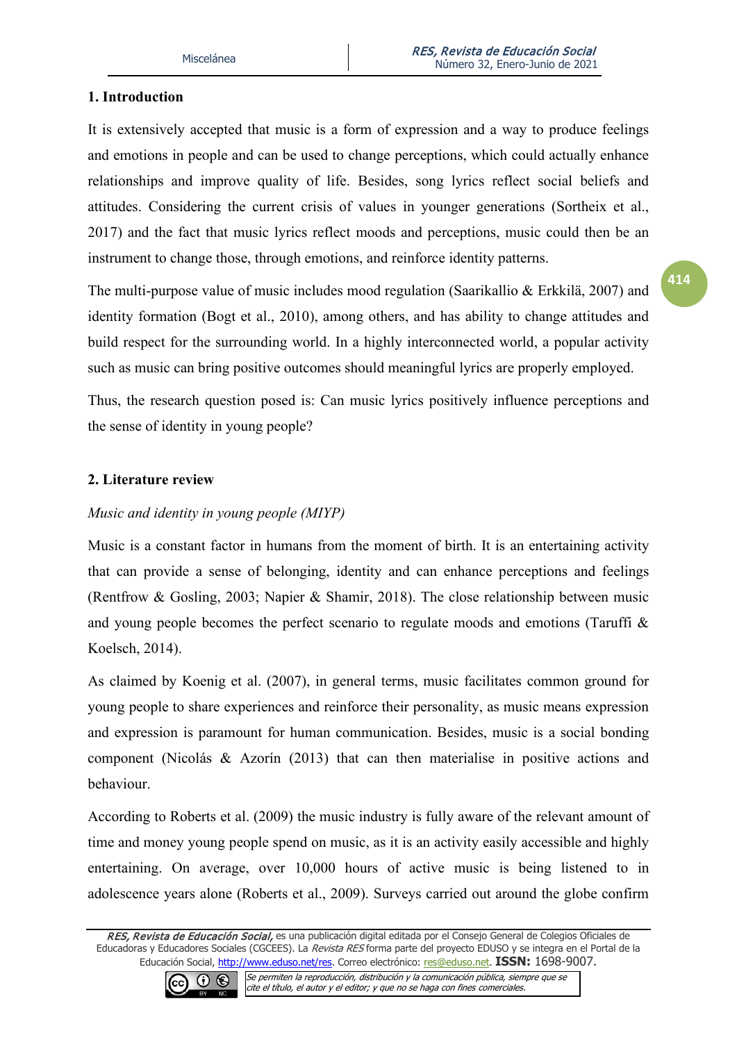## 1. Introduction

It is extensively accepted that music is a form of expression and a way to produce feelings and emotions in people and can be used to change perceptions, which could actually enhance relationships and improve quality of life. Besides, song lyrics reflect social beliefs and attitudes. Considering the current crisis of values in younger generations (Sortheix et al., 2017) and the fact that music lyrics reflect moods and perceptions, music could then be an instrument to change those, through emotions, and reinforce identity patterns.

The multi-purpose value of music includes mood regulation (Saarikallio & Erkkilä, 2007) and identity formation (Bogt et al., 2010), among others, and has ability to change attitudes and build respect for the surrounding world. In a highly interconnected world, a popular activity such as music can bring positive outcomes should meaningful lyrics are properly employed.

Thus, the research question posed is: Can music lyrics positively influence perceptions and the sense of identity in young people?

## 2. Literature review

*Music and identity in young people (MIYP)*

Music is a constant factor in humans from the moment of birth. It is an entertaining activity that can provide a sense of belonging, identity and can enhance perceptions and feelings (Rentfrow & Gosling, 2003; Napier & Shamir, 2018). The close relationship between music and young people becomes the perfect scenario to regulate moods and emotions (Taruffi & Koelsch, 2014).

As claimed by Koenig et al. (2007), in general terms, music facilitates common ground for young people to share experiences and reinforce their personality, as music means expression and expression is paramount for human communication. Besides, music is a social bonding component (Nicolás & Azorín (2013) that can then materialise in positive actions and behaviour.

According to Roberts et al. (2009) the music industry is fully aware of the relevant amount of time and money young people spend on music, as it is an activity easily accessible and highly entertaining. On average, over 10,000 hours of active music is being listened to in adolescence years alone (Roberts et al., 2009). Surveys carried out around the globe confirm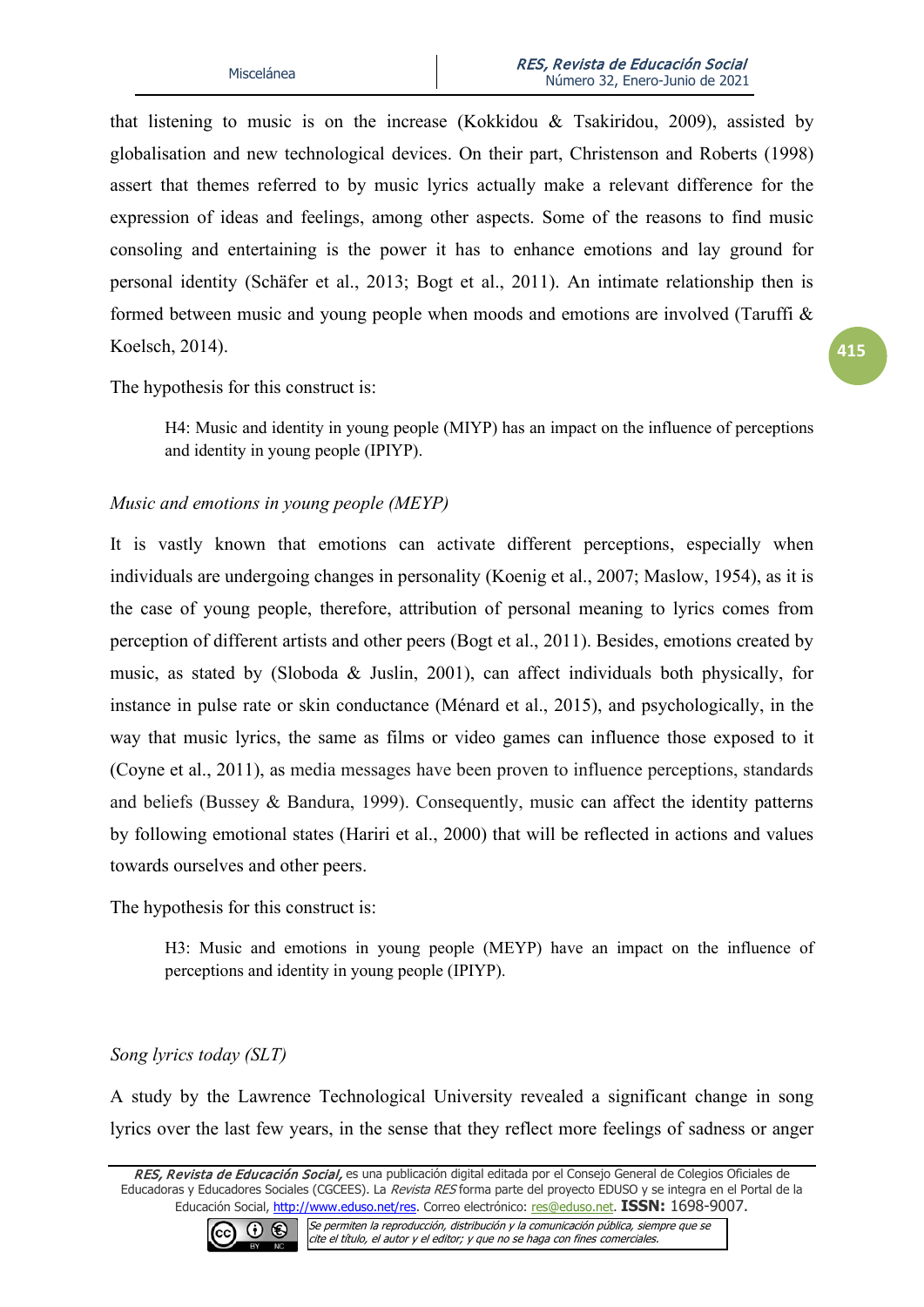that listening to music is on the increase (Kokkidou & Tsakiridou, 2009), assisted by globalisation and new technological devices. On their part, Christenson and Roberts (1998) assert that themes referred to by music lyrics actually make a relevant difference for the expression of ideas and feelings, among other aspects. Some of the reasons to find music consoling and entertaining is the power it has to enhance emotions and lay ground for personal identity (Schäfer et al., 2013; Bogt et al., 2011). An intimate relationship then is formed between music and young people when moods and emotions are involved (Taruffi & Koelsch, 2014).

The hypothesis for this construct is:

> H4: Music and identity in young people (MIYP) has an impact on the influence of perceptions and identity in young people (IPIYP).

*Music and emotions in young people (MEYP)*

It is vastly known that emotions can activate different perceptions, especially when individuals are undergoing changes in personality (Koenig et al., 2007; Maslow, 1954), as it is the case of young people, therefore, attribution of personal meaning to lyrics comes from perception of different artists and other peers (Bogt et al., 2011). Besides, emotions created by music, as stated by (Sloboda & Juslin, 2001), can affect individuals both physically, for instance in pulse rate or skin conductance (Ménard et al., 2015), and psychologically, in the way that music lyrics, the same as films or video games can influence those exposed to it (Coyne et al., 2011), as media messages have been proven to influence perceptions, standards and beliefs (Bussey & Bandura, 1999). Consequently, music can affect the identity patterns by following emotional states (Hariri et al., 2000) that will be reflected in actions and values towards ourselves and other peers.

The hypothesis for this construct is:

> H3: Music and emotions in young people (MEYP) have an impact on the influence of perceptions and identity in young people (IPIYP).

*Song lyrics today (SLT)*

A study by the Lawrence Technological University revealed a significant change in song lyrics over the last few years, in the sense that they reflect more feelings of sadness or anger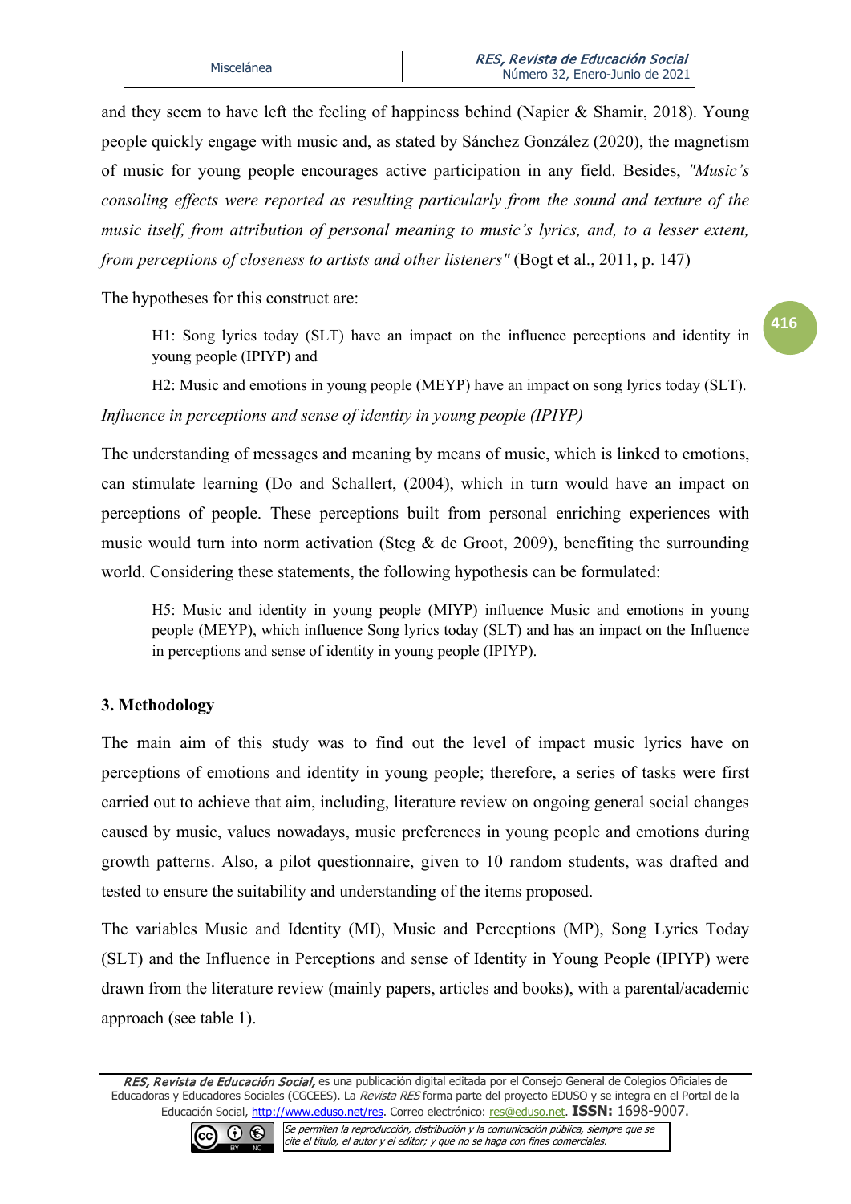and they seem to have left the feeling of happiness behind (Napier & Shamir, 2018). Young people quickly engage with music and, as stated by Sánchez González (2020), the magnetism of music for young people encourages active participation in any field. Besides, *"Music's consoling effects were reported as resulting particularly from the sound and texture of the music itself, from attribution of personal meaning to music's lyrics, and, to a lesser extent, from perceptions of closeness to artists and other listeners"* (Bogt et al., 2011, p. 147)

The hypotheses for this construct are:

> H1: Song lyrics today (SLT) have an impact on the influence perceptions and identity in young people (IPIYP) and
>
> H2: Music and emotions in young people (MEYP) have an impact on song lyrics today (SLT).

*Influence in perceptions and sense of identity in young people (IPIYP)*

The understanding of messages and meaning by means of music, which is linked to emotions, can stimulate learning (Do and Schallert, (2004), which in turn would have an impact on perceptions of people. These perceptions built from personal enriching experiences with music would turn into norm activation (Steg & de Groot, 2009), benefiting the surrounding world. Considering these statements, the following hypothesis can be formulated:

> H5: Music and identity in young people (MIYP) influence Music and emotions in young people (MEYP), which influence Song lyrics today (SLT) and has an impact on the Influence in perceptions and sense of identity in young people (IPIYP).

### 3. Methodology

The main aim of this study was to find out the level of impact music lyrics have on perceptions of emotions and identity in young people; therefore, a series of tasks were first carried out to achieve that aim, including, literature review on ongoing general social changes caused by music, values nowadays, music preferences in young people and emotions during growth patterns. Also, a pilot questionnaire, given to 10 random students, was drafted and tested to ensure the suitability and understanding of the items proposed.

The variables Music and Identity (MI), Music and Perceptions (MP), Song Lyrics Today (SLT) and the Influence in Perceptions and sense of Identity in Young People (IPIYP) were drawn from the literature review (mainly papers, articles and books), with a parental/academic approach (see table 1).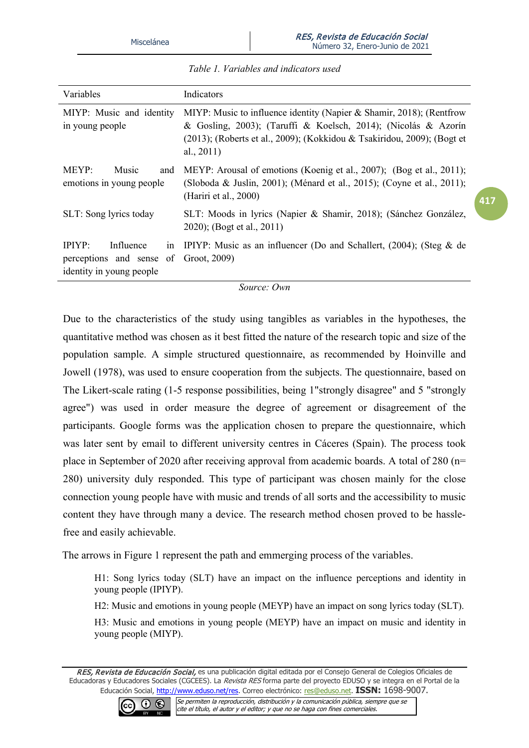*Table 1. Variables and indicators used*

| Variables | Indicators |
|---|---|
| MIYP: Music and identity in young people | MIYP: Music to influence identity (Napier & Shamir, 2018); (Rentfrow & Gosling, 2003); (Taruffi & Koelsch, 2014); (Nicolás & Azorín (2013); (Roberts et al., 2009); (Kokkidou & Tsakiridou, 2009); (Bogt et al., 2011) |
| MEYP: Music and emotions in young people | MEYP: Arousal of emotions (Koenig et al., 2007); (Bog et al., 2011); (Sloboda & Juslin, 2001); (Ménard et al., 2015); (Coyne et al., 2011); (Hariri et al., 2000) |
| SLT: Song lyrics today | SLT: Moods in lyrics (Napier & Shamir, 2018); (Sánchez González, 2020); (Bogt et al., 2011) |
| IPIYP: Influence in perceptions and sense of identity in young people | IPIYP: Music as an influencer (Do and Schallert, (2004); (Steg & de Groot, 2009) |

*Source: Own*

Due to the characteristics of the study using tangibles as variables in the hypotheses, the quantitative method was chosen as it best fitted the nature of the research topic and size of the population sample. A simple structured questionnaire, as recommended by Hoinville and Jowell (1978), was used to ensure cooperation from the subjects. The questionnaire, based on The Likert-scale rating (1-5 response possibilities, being 1"strongly disagree" and 5 "strongly agree") was used in order measure the degree of agreement or disagreement of the participants. Google forms was the application chosen to prepare the questionnaire, which was later sent by email to different university centres in Cáceres (Spain). The process took place in September of 2020 after receiving approval from academic boards. A total of 280 (n= 280) university duly responded. This type of participant was chosen mainly for the close connection young people have with music and trends of all sorts and the accessibility to music content they have through many a device. The research method chosen proved to be hassle-free and easily achievable.

The arrows in Figure 1 represent the path and emmerging process of the variables.

> H1: Song lyrics today (SLT) have an impact on the influence perceptions and identity in young people (IPIYP).
>
> H2: Music and emotions in young people (MEYP) have an impact on song lyrics today (SLT).
>
> H3: Music and emotions in young people (MEYP) have an impact on music and identity in young people (MIYP).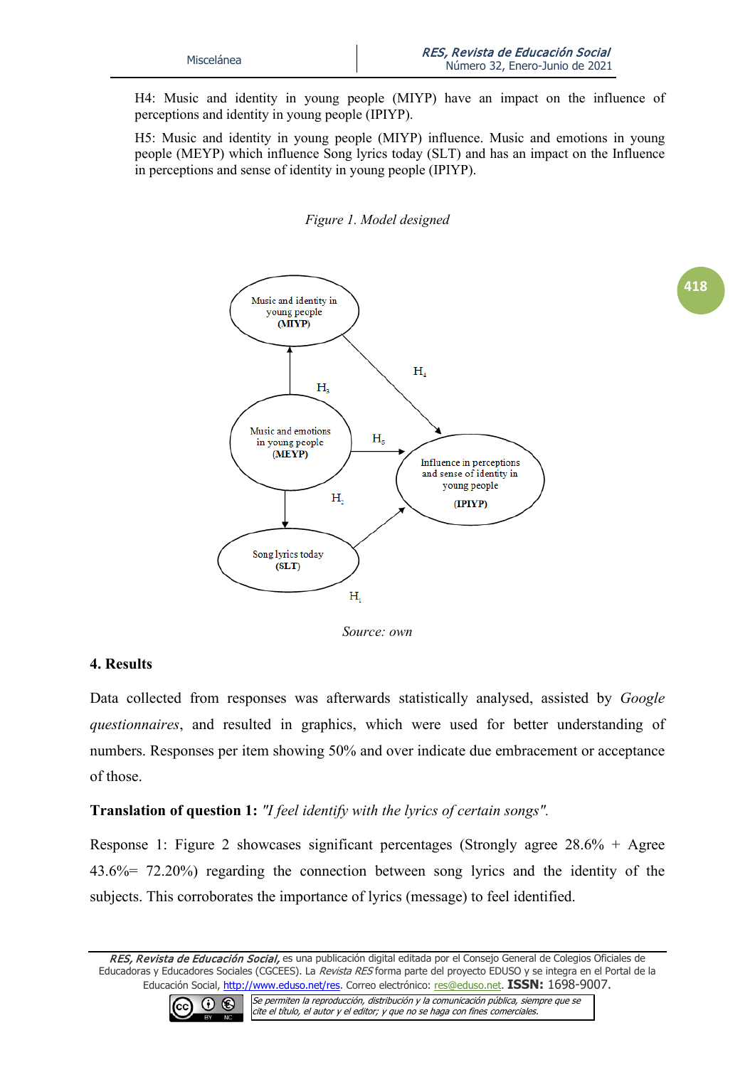H4: Music and identity in young people (MIYP) have an impact on the influence of perceptions and identity in young people (IPIYP).

H5: Music and identity in young people (MIYP) influence. Music and emotions in young people (MEYP) which influence Song lyrics today (SLT) and has an impact on the Influence in perceptions and sense of identity in young people (IPIYP).

*Figure 1. Model designed*

Music and identity in young people (MIYP)

Music and emotions in young people (MEYP)

Influence in perceptions and sense of identity in young people (IPIYP)

Song lyrics today (SLT)

$H_1$

$H_2$

$H_3$

$H_4$

$H_5$

*Source: own*

## 4. Results

Data collected from responses was afterwards statistically analysed, assisted by *Google questionnaires*, and resulted in graphics, which were used for better understanding of numbers. Responses per item showing 50% and over indicate due embracement or acceptance of those.

**Translation of question 1:** *"I feel identify with the lyrics of certain songs".*

Response 1: Figure 2 showcases significant percentages (Strongly agree 28.6% + Agree 43.6%= 72.20%) regarding the connection between song lyrics and the identity of the subjects. This corroborates the importance of lyrics (message) to feel identified.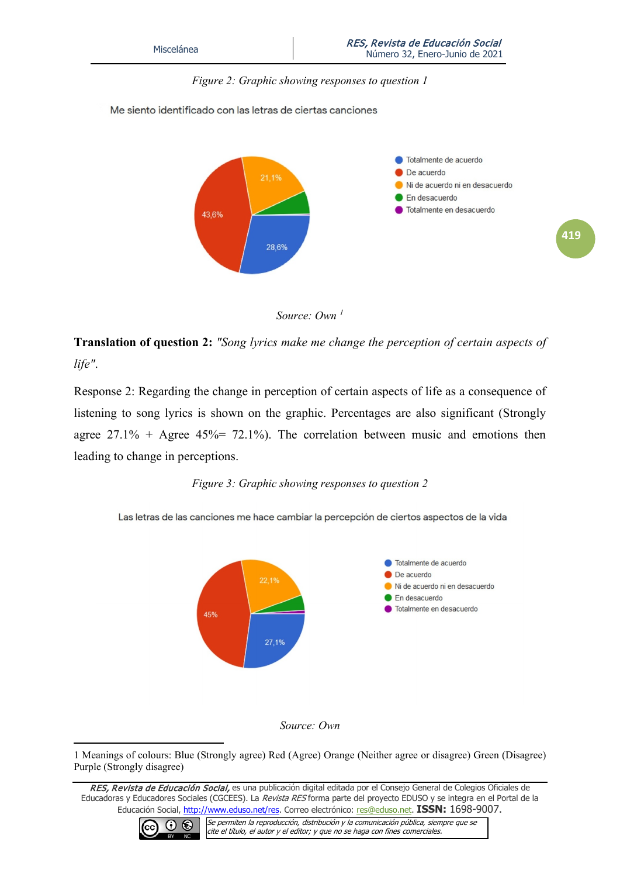*Figure 2: Graphic showing responses to question 1*

Me siento identificado con las letras de ciertas canciones

21,1%

43,6%

28,6%

Totalmente de acuerdo

De acuerdo

Ni de acuerdo ni en desacuerdo

En desacuerdo

Totalmente en desacuerdo

*Source: Own* [1]

**Translation of question 2:** *"Song lyrics make me change the perception of certain aspects of life".*

Response 2: Regarding the change in perception of certain aspects of life as a consequence of listening to song lyrics is shown on the graphic. Percentages are also significant (Strongly agree 27.1% + Agree 45%= 72.1%). The correlation between music and emotions then leading to change in perceptions.

*Figure 3: Graphic showing responses to question 2*

Las letras de las canciones me hace cambiar la percepción de ciertos aspectos de la vida

22,1%

45%

27,1%

Totalmente de acuerdo

De acuerdo

Ni de acuerdo ni en desacuerdo

En desacuerdo

Totalmente en desacuerdo

*Source: Own*

1 Meanings of colours: Blue (Strongly agree) Red (Agree) Orange (Neither agree or disagree) Green (Disagree) Purple (Strongly disagree)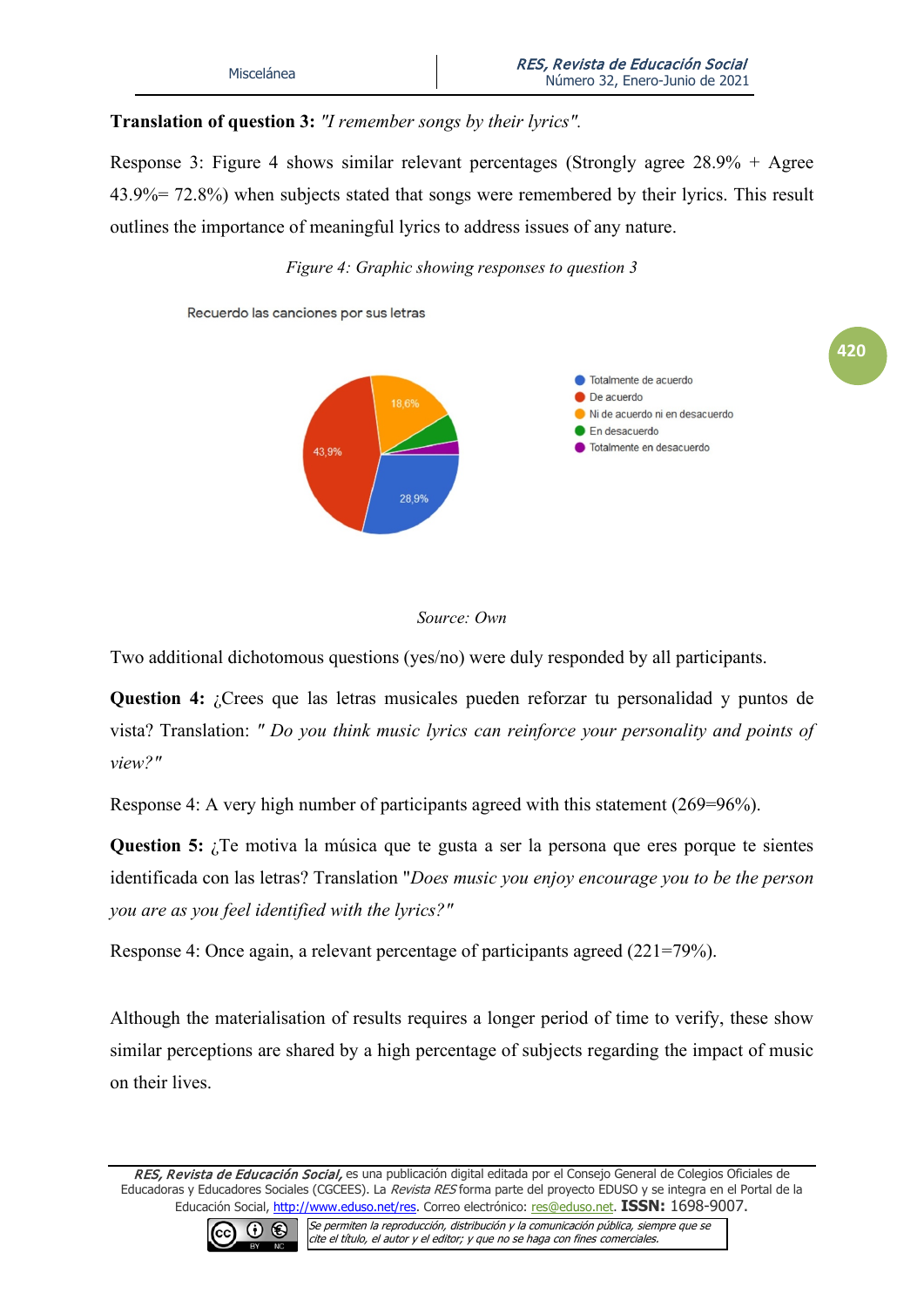**Translation of question 3:** *"I remember songs by their lyrics".*

Response 3: Figure 4 shows similar relevant percentages (Strongly agree 28.9% + Agree 43.9%= 72.8%) when subjects stated that songs were remembered by their lyrics. This result outlines the importance of meaningful lyrics to address issues of any nature.

*Figure 4: Graphic showing responses to question 3*

Recuerdo las canciones por sus letras

18,6%

43,9%

28,9%

Totalmente de acuerdo

De acuerdo

Ni de acuerdo ni en desacuerdo

En desacuerdo

Totalmente en desacuerdo

*Source: Own*

Two additional dichotomous questions (yes/no) were duly responded by all participants.

**Question 4:** ¿Crees que las letras musicales pueden reforzar tu personalidad y puntos de vista? Translation: *" Do you think music lyrics can reinforce your personality and points of view?"*

Response 4: A very high number of participants agreed with this statement (269=96%).

**Question 5:** ¿Te motiva la música que te gusta a ser la persona que eres porque te sientes identificada con las letras? Translation "*Does music you enjoy encourage you to be the person you are as you feel identified with the lyrics?"*

Response 4: Once again, a relevant percentage of participants agreed (221=79%).

Although the materialisation of results requires a longer period of time to verify, these show similar perceptions are shared by a high percentage of subjects regarding the impact of music on their lives.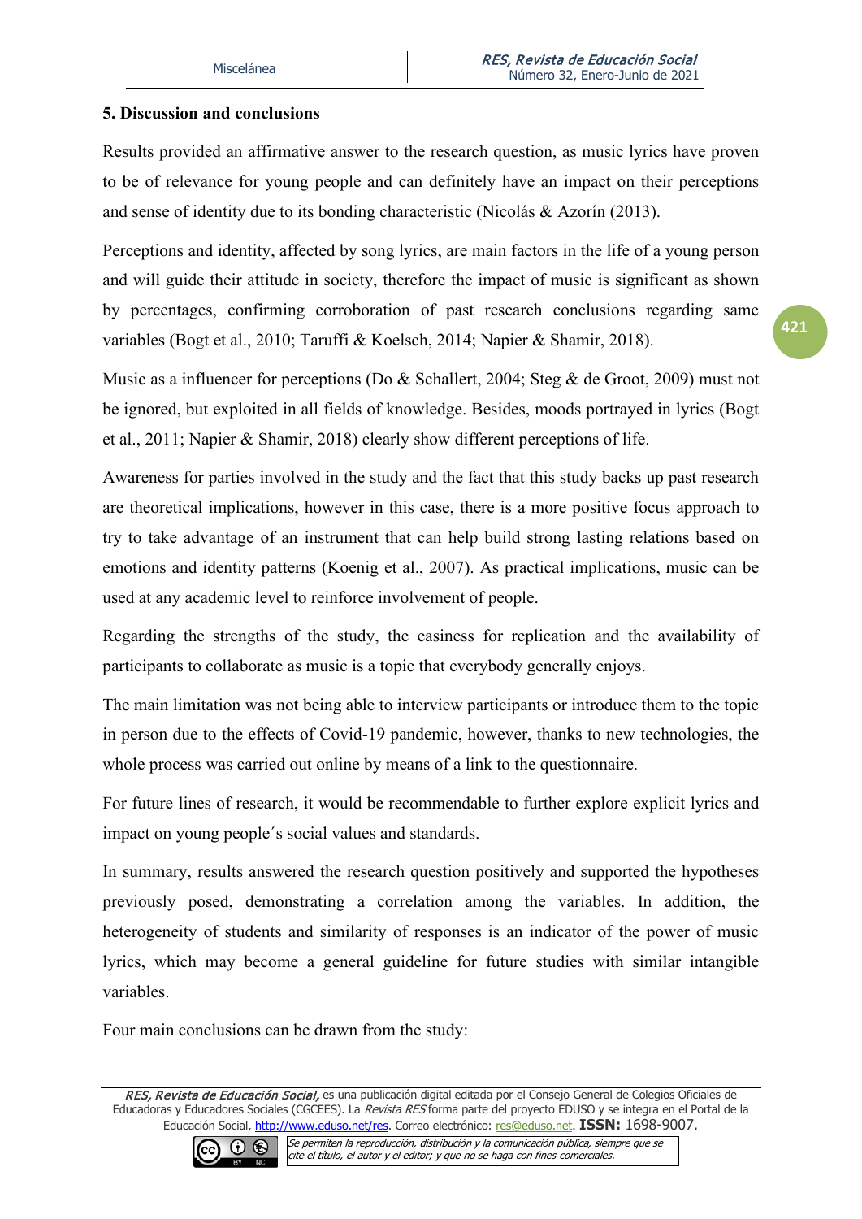## 5. Discussion and conclusions

Results provided an affirmative answer to the research question, as music lyrics have proven to be of relevance for young people and can definitely have an impact on their perceptions and sense of identity due to its bonding characteristic (Nicolás & Azorín (2013).

Perceptions and identity, affected by song lyrics, are main factors in the life of a young person and will guide their attitude in society, therefore the impact of music is significant as shown by percentages, confirming corroboration of past research conclusions regarding same variables (Bogt et al., 2010; Taruffi & Koelsch, 2014; Napier & Shamir, 2018).

Music as a influencer for perceptions (Do & Schallert, 2004; Steg & de Groot, 2009) must not be ignored, but exploited in all fields of knowledge. Besides, moods portrayed in lyrics (Bogt et al., 2011; Napier & Shamir, 2018) clearly show different perceptions of life.

Awareness for parties involved in the study and the fact that this study backs up past research are theoretical implications, however in this case, there is a more positive focus approach to try to take advantage of an instrument that can help build strong lasting relations based on emotions and identity patterns (Koenig et al., 2007). As practical implications, music can be used at any academic level to reinforce involvement of people.

Regarding the strengths of the study, the easiness for replication and the availability of participants to collaborate as music is a topic that everybody generally enjoys.

The main limitation was not being able to interview participants or introduce them to the topic in person due to the effects of Covid-19 pandemic, however, thanks to new technologies, the whole process was carried out online by means of a link to the questionnaire.

For future lines of research, it would be recommendable to further explore explicit lyrics and impact on young people´s social values and standards.

In summary, results answered the research question positively and supported the hypotheses previously posed, demonstrating a correlation among the variables. In addition, the heterogeneity of students and similarity of responses is an indicator of the power of music lyrics, which may become a general guideline for future studies with similar intangible variables.

Four main conclusions can be drawn from the study: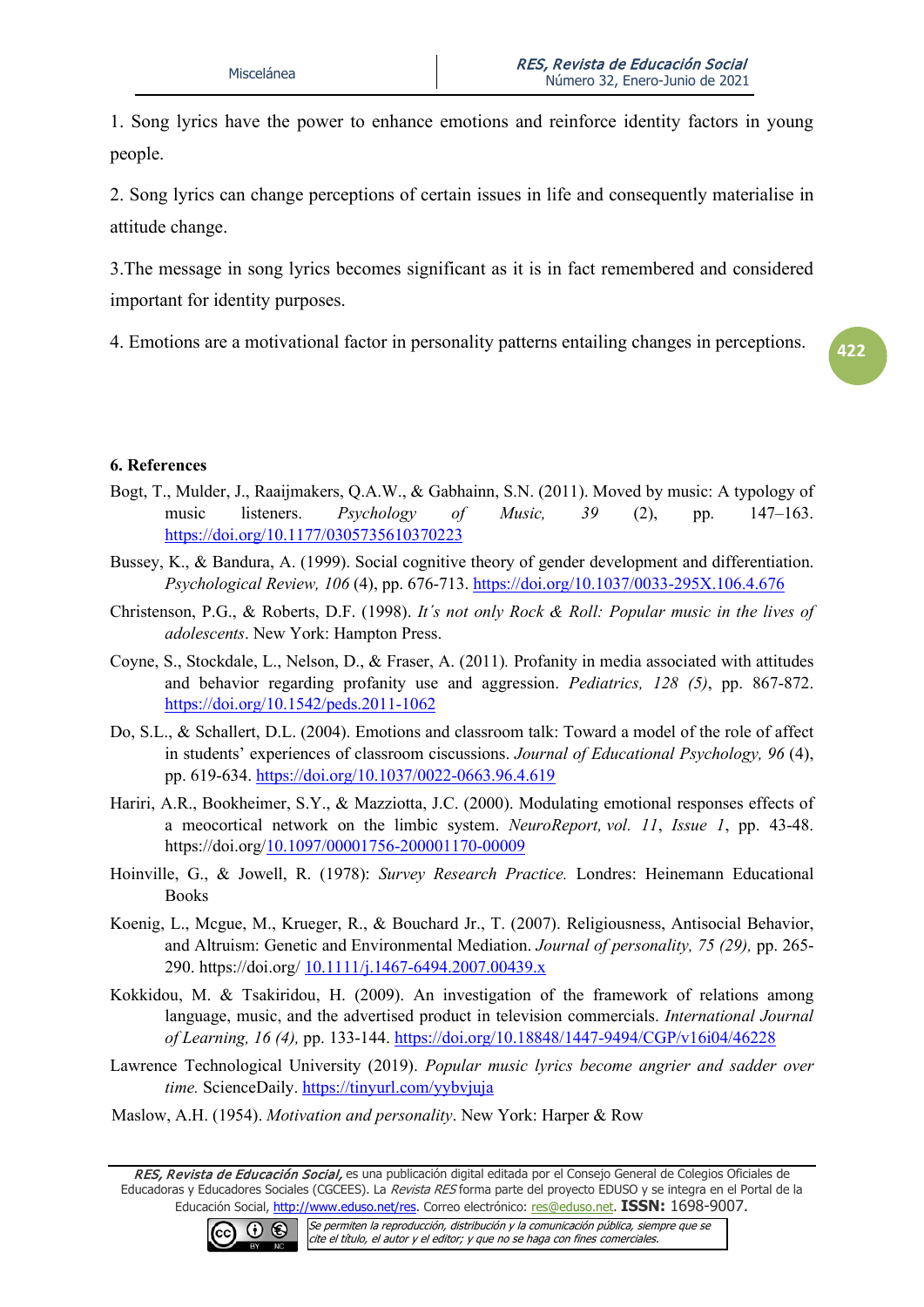1. Song lyrics have the power to enhance emotions and reinforce identity factors in young people.

2. Song lyrics can change perceptions of certain issues in life and consequently materialise in attitude change.

3.The message in song lyrics becomes significant as it is in fact remembered and considered important for identity purposes.

4. Emotions are a motivational factor in personality patterns entailing changes in perceptions.

## 6. References

Bogt, T., Mulder, J., Raaijmakers, Q.A.W., & Gabhainn, S.N. (2011). Moved by music: A typology of music listeners. *Psychology of Music, 39* (2), pp. 147–163. https://doi.org/10.1177/0305735610370223

Bussey, K., & Bandura, A. (1999). Social cognitive theory of gender development and differentiation. *Psychological Review, 106* (4), pp. 676-713. https://doi.org/10.1037/0033-295X.106.4.676

Christenson, P.G., & Roberts, D.F. (1998). *It´s not only Rock & Roll: Popular music in the lives of adolescents*. New York: Hampton Press.

Coyne, S., Stockdale, L., Nelson, D., & Fraser, A. (2011). Profanity in media associated with attitudes and behavior regarding profanity use and aggression. *Pediatrics, 128 (5)*, pp. 867-872. https://doi.org/10.1542/peds.2011-1062

Do, S.L., & Schallert, D.L. (2004). Emotions and classroom talk: Toward a model of the role of affect in students' experiences of classroom ciscussions. *Journal of Educational Psychology, 96* (4), pp. 619-634. https://doi.org/10.1037/0022-0663.96.4.619

Hariri, A.R., Bookheimer, S.Y., & Mazziotta, J.C. (2000). Modulating emotional responses effects of a meocortical network on the limbic system. *NeuroReport, vol. 11*, *Issue 1*, pp. 43-48. https://doi.org/10.1097/00001756-200001170-00009

Hoinville, G., & Jowell, R. (1978): *Survey Research Practice.* Londres: Heinemann Educational Books

Koenig, L., Mcgue, M., Krueger, R., & Bouchard Jr., T. (2007). Religiousness, Antisocial Behavior, and Altruism: Genetic and Environmental Mediation. *Journal of personality, 75 (29),* pp. 265-290. https://doi.org/ 10.1111/j.1467-6494.2007.00439.x

Kokkidou, M. & Tsakiridou, H. (2009). An investigation of the framework of relations among language, music, and the advertised product in television commercials. *International Journal of Learning, 16 (4),* pp. 133-144. https://doi.org/10.18848/1447-9494/CGP/v16i04/46228

Lawrence Technological University (2019). *Popular music lyrics become angrier and sadder over time.* ScienceDaily. https://tinyurl.com/yybvjuja

Maslow, A.H. (1954). *Motivation and personality*. New York: Harper & Row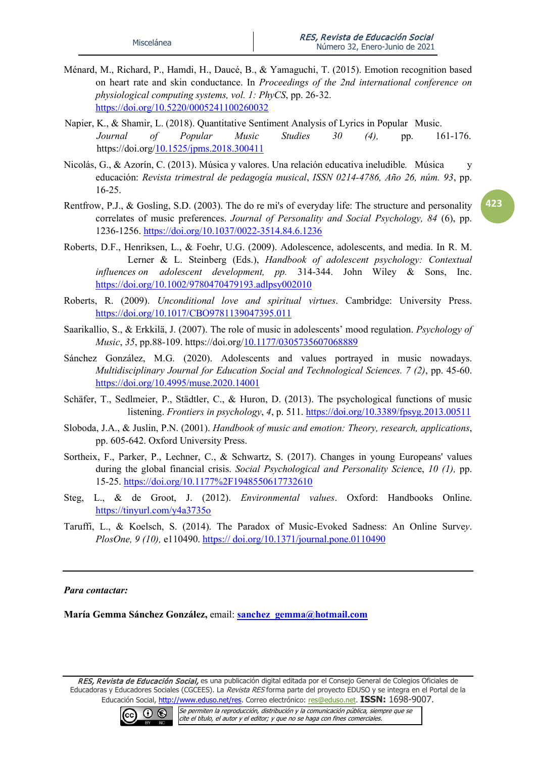Ménard, M., Richard, P., Hamdi, H., Daucé, B., & Yamaguchi, T. (2015). Emotion recognition based on heart rate and skin conductance. In *Proceedings of the 2nd international conference on physiological computing systems, vol. 1: PhyCS*, pp. 26-32. https://doi.org/10.5220/0005241100260032

Napier, K., & Shamir, L. (2018). Quantitative Sentiment Analysis of Lyrics in Popular Music. *Journal of Popular Music Studies 30 (4),* pp. 161-176. https://doi.org/10.1525/jpms.2018.300411

Nicolás, G., & Azorín, C. (2013). Música y valores. Una relación educativa ineludible*.* Música y educación: *Revista trimestral de pedagogía musical*, *ISSN 0214-4786, Año 26, núm. 93*, pp. 16-25.

Rentfrow, P.J., & Gosling, S.D. (2003). The do re mi's of everyday life: The structure and personality correlates of music preferences. *Journal of Personality and Social Psychology, 84* (6), pp. 1236-1256. https://doi.org/10.1037/0022-3514.84.6.1236

Roberts, D.F., Henriksen, L., & Foehr, U.G. (2009). Adolescence, adolescents, and media. In R. M. Lerner & L. Steinberg (Eds.), *Handbook of adolescent psychology: Contextual influences on adolescent development, pp.* 314-344. John Wiley & Sons, Inc. https://doi.org/10.1002/9780470479193.adlpsy002010

Roberts, R. (2009). *Unconditional love and spiritual virtues*. Cambridge: University Press. https://doi.org/10.1017/CBO9781139047395.011

Saarikallio, S., & Erkkilä, J. (2007). The role of music in adolescents' mood regulation. *Psychology of Music*, *35*, pp.88-109. https://doi.org/10.1177/0305735607068889

Sánchez González, M.G. (2020). Adolescents and values portrayed in music nowadays. *Multidisciplinary Journal for Education Social and Technological Sciences. 7 (2)*, pp. 45-60. https://doi.org/10.4995/muse.2020.14001

Schäfer, T., Sedlmeier, P., Städtler, C., & Huron, D. (2013). The psychological functions of music listening. *Frontiers in psychology*, *4*, p. 511. https://doi.org/10.3389/fpsyg.2013.00511

Sloboda, J.A., & Juslin, P.N. (2001). *Handbook of music and emotion: Theory, research, applications*, pp. 605-642. Oxford University Press.

Sortheix, F., Parker, P., Lechner, C., & Schwartz, S. (2017). Changes in young Europeans' values during the global financial crisis. *Social Psychological and Personality Scienc*e, *10 (1),* pp. 15-25. https://doi.org/10.1177%2F1948550617732610

Steg, L., & de Groot, J. (2012). *Environmental values*. Oxford: Handbooks Online. https://tinyurl.com/y4a3735o

Taruffi, L., & Koelsch, S. (2014). The Paradox of Music-Evoked Sadness: An Online Surve*y*. *PlosOne, 9 (10),* e110490. https:// doi.org/10.1371/journal.pone.0110490

---

***Para contactar:***

**María Gemma Sánchez González,** email: **sanchez_gemma@hotmail.com**

*RES, Revista de Educación Social,* es una publicación digital editada por el Consejo General de Colegios Oficiales de Educadoras y Educadores Sociales (CGCEES). La *Revista RES* forma parte del proyecto EDUSO y se integra en el Portal de la Educación Social, http://www.eduso.net/res. Correo electrónico: res@eduso.net. **ISSN:** 1698-9007.

*Se permiten la reproducción, distribución y la comunicación pública, siempre que se cite el título, el autor y el editor; y que no se haga con fines comerciales.*